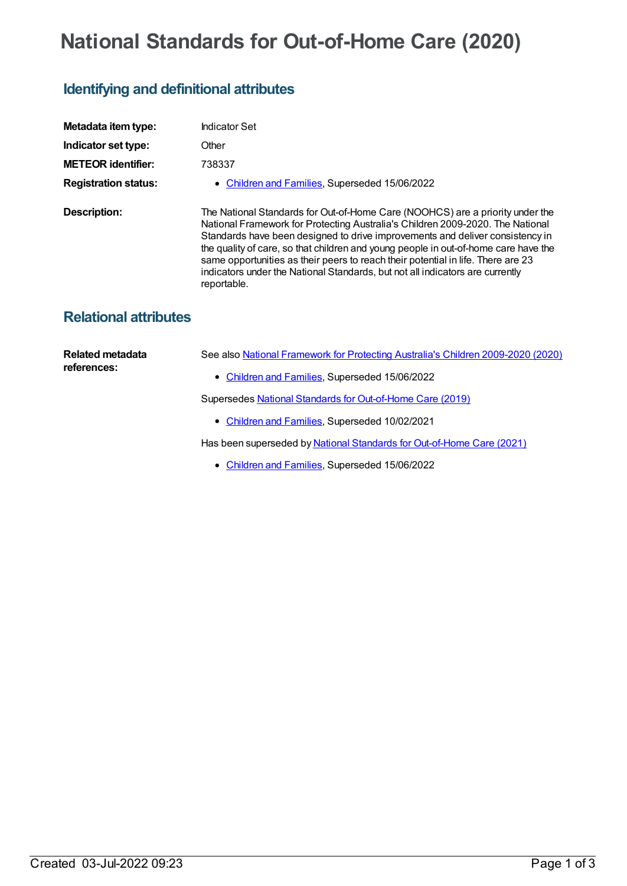# National Standards for Out-of-Home Care (2020)

## Identifying and definitional attributes

| | |
|---|---|
| **Metadata item type:** | Indicator Set |
| **Indicator set type:** | Other |
| **METEOR identifier:** | 738337 |
| **Registration status:** | • Children and Families, Superseded 15/06/2022 |
| **Description:** | The National Standards for Out-of-Home Care (NOOHCS) are a priority under the National Framework for Protecting Australia's Children 2009-2020. The National Standards have been designed to drive improvements and deliver consistency in the quality of care, so that children and young people in out-of-home care have the same opportunities as their peers to reach their potential in life. There are 23 indicators under the National Standards, but not all indicators are currently reportable. |

## Relational attributes

**Related metadata references:**

See also National Framework for Protecting Australia's Children 2009-2020 (2020)

- Children and Families, Superseded 15/06/2022

Supersedes National Standards for Out-of-Home Care (2019)

- Children and Families, Superseded 10/02/2021

Has been superseded by National Standards for Out-of-Home Care (2021)

- Children and Families, Superseded 15/06/2022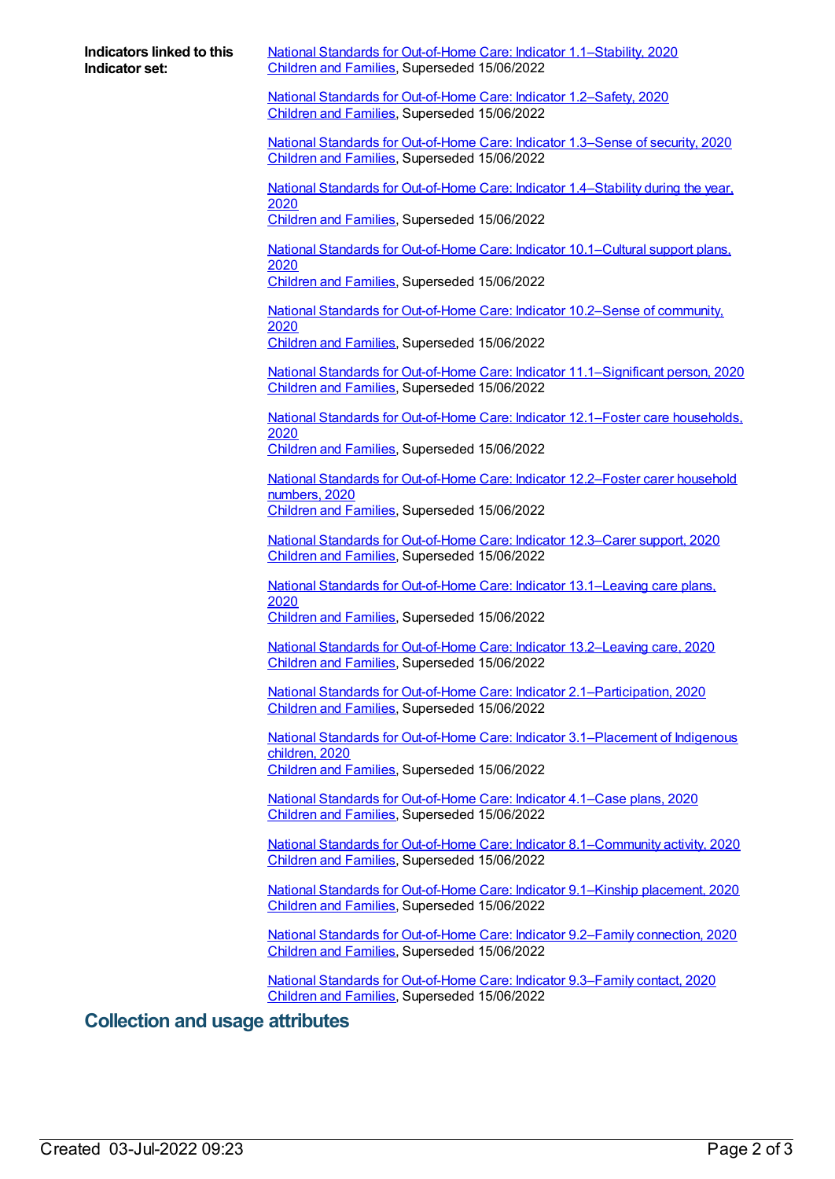**Indicators linked to this Indicator set:**

National Standards for Out-of-Home Care: Indicator 1.1–Stability, 2020
Children and Families, Superseded 15/06/2022

National Standards for Out-of-Home Care: Indicator 1.2–Safety, 2020
Children and Families, Superseded 15/06/2022

National Standards for Out-of-Home Care: Indicator 1.3–Sense of security, 2020
Children and Families, Superseded 15/06/2022

National Standards for Out-of-Home Care: Indicator 1.4–Stability during the year, 2020
Children and Families, Superseded 15/06/2022

National Standards for Out-of-Home Care: Indicator 10.1–Cultural support plans, 2020
Children and Families, Superseded 15/06/2022

National Standards for Out-of-Home Care: Indicator 10.2–Sense of community, 2020
Children and Families, Superseded 15/06/2022

National Standards for Out-of-Home Care: Indicator 11.1–Significant person, 2020
Children and Families, Superseded 15/06/2022

National Standards for Out-of-Home Care: Indicator 12.1–Foster care households, 2020
Children and Families, Superseded 15/06/2022

National Standards for Out-of-Home Care: Indicator 12.2–Foster carer household numbers, 2020
Children and Families, Superseded 15/06/2022

National Standards for Out-of-Home Care: Indicator 12.3–Carer support, 2020
Children and Families, Superseded 15/06/2022

National Standards for Out-of-Home Care: Indicator 13.1–Leaving care plans, 2020
Children and Families, Superseded 15/06/2022

National Standards for Out-of-Home Care: Indicator 13.2–Leaving care, 2020
Children and Families, Superseded 15/06/2022

National Standards for Out-of-Home Care: Indicator 2.1–Participation, 2020
Children and Families, Superseded 15/06/2022

National Standards for Out-of-Home Care: Indicator 3.1–Placement of Indigenous children, 2020
Children and Families, Superseded 15/06/2022

National Standards for Out-of-Home Care: Indicator 4.1–Case plans, 2020
Children and Families, Superseded 15/06/2022

National Standards for Out-of-Home Care: Indicator 8.1–Community activity, 2020
Children and Families, Superseded 15/06/2022

National Standards for Out-of-Home Care: Indicator 9.1–Kinship placement, 2020
Children and Families, Superseded 15/06/2022

National Standards for Out-of-Home Care: Indicator 9.2–Family connection, 2020
Children and Families, Superseded 15/06/2022

National Standards for Out-of-Home Care: Indicator 9.3–Family contact, 2020
Children and Families, Superseded 15/06/2022

## Collection and usage attributes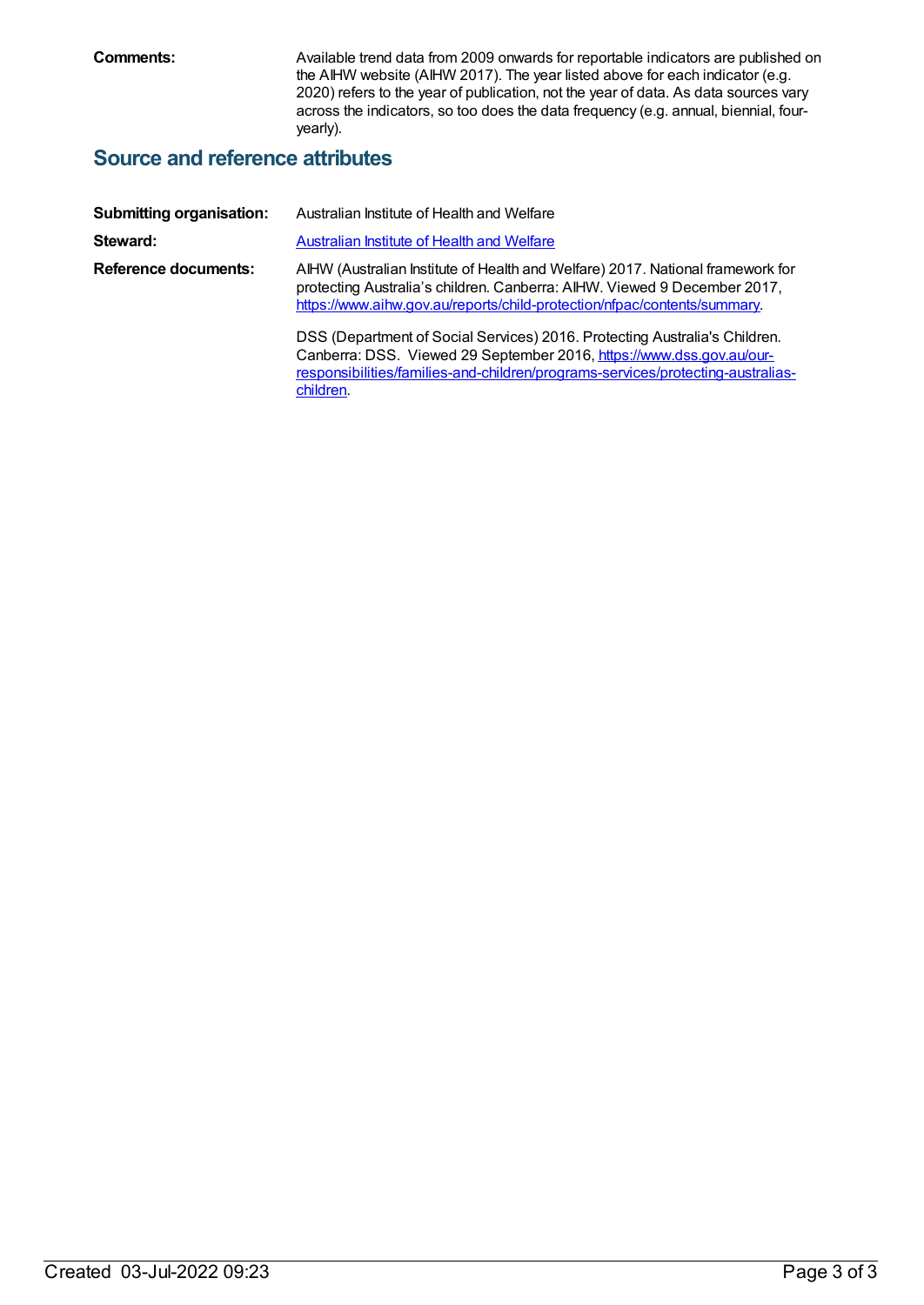**Comments:** Available trend data from 2009 onwards for reportable indicators are published on the AIHW website (AIHW 2017). The year listed above for each indicator (e.g. 2020) refers to the year of publication, not the year of data. As data sources vary across the indicators, so too does the data frequency (e.g. annual, biennial, four-yearly).

## Source and reference attributes

**Submitting organisation:** Australian Institute of Health and Welfare

**Steward:** [Australian Institute of Health and Welfare]

**Reference documents:** AIHW (Australian Institute of Health and Welfare) 2017. National framework for protecting Australia's children. Canberra: AIHW. Viewed 9 December 2017, https://www.aihw.gov.au/reports/child-protection/nfpac/contents/summary.

DSS (Department of Social Services) 2016. Protecting Australia's Children. Canberra: DSS. Viewed 29 September 2016, https://www.dss.gov.au/our-responsibilities/families-and-children/programs-services/protecting-australias-children.